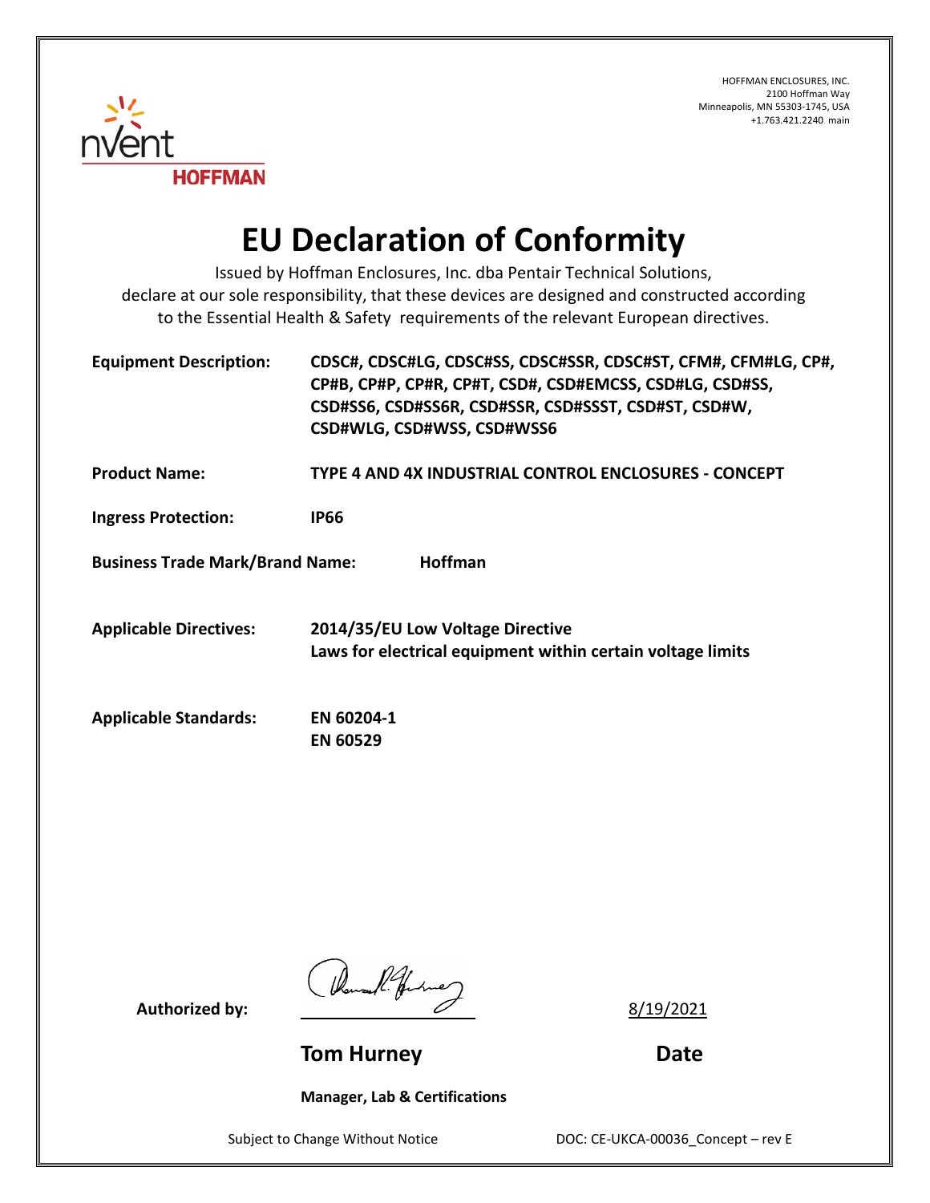HOFFMAN ENCLOSURES, INC.
2100 Hoffman Way
Minneapolis, MN 55303-1745, USA
+1.763.421.2240 main

nVent
HOFFMAN

# EU Declaration of Conformity

Issued by Hoffman Enclosures, Inc. dba Pentair Technical Solutions, declare at our sole responsibility, that these devices are designed and constructed according to the Essential Health & Safety requirements of the relevant European directives.

**Equipment Description:** **CDSC#, CDSC#LG, CDSC#SS, CDSC#SSR, CDSC#ST, CFM#, CFM#LG, CP#, CP#B, CP#P, CP#R, CP#T, CSD#, CSD#EMCSS, CSD#LG, CSD#SS, CSD#SS6, CSD#SS6R, CSD#SSR, CSD#SSST, CSD#ST, CSD#W, CSD#WLG, CSD#WSS, CSD#WSS6**

**Product Name:** **TYPE 4 AND 4X INDUSTRIAL CONTROL ENCLOSURES - CONCEPT**

**Ingress Protection:** **IP66**

**Business Trade Mark/Brand Name:** **Hoffman**

**Applicable Directives:** **2014/35/EU Low Voltage Directive**
**Laws for electrical equipment within certain voltage limits**

**Applicable Standards:** **EN 60204-1**
**EN 60529**

**Authorized by:** 8/19/2021

**Tom Hurney** **Date**

**Manager, Lab & Certifications**

Subject to Change Without Notice DOC: CE-UKCA-00036_Concept – rev E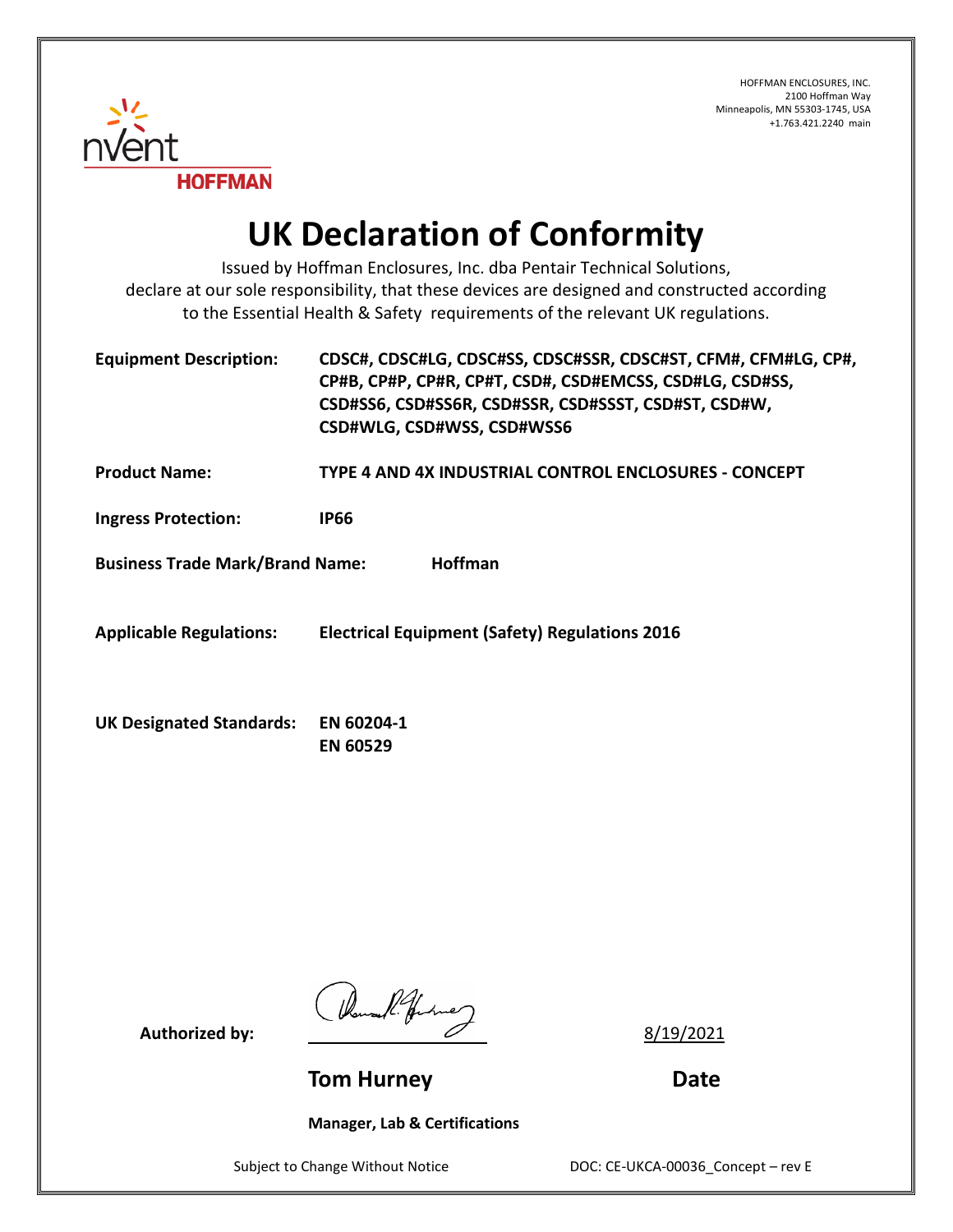HOFFMAN ENCLOSURES, INC.
2100 Hoffman Way
Minneapolis, MN 55303-1745, USA
+1.763.421.2240 main

nVent HOFFMAN

# UK Declaration of Conformity

Issued by Hoffman Enclosures, Inc. dba Pentair Technical Solutions,
declare at our sole responsibility, that these devices are designed and constructed according
to the Essential Health & Safety requirements of the relevant UK regulations.

**Equipment Description:** **CDSC#, CDSC#LG, CDSC#SS, CDSC#SSR, CDSC#ST, CFM#, CFM#LG, CP#, CP#B, CP#P, CP#R, CP#T, CSD#, CSD#EMCSS, CSD#LG, CSD#SS, CSD#SS6, CSD#SS6R, CSD#SSR, CSD#SSST, CSD#ST, CSD#W, CSD#WLG, CSD#WSS, CSD#WSS6**

**Product Name:** **TYPE 4 AND 4X INDUSTRIAL CONTROL ENCLOSURES - CONCEPT**

**Ingress Protection:** **IP66**

**Business Trade Mark/Brand Name:** **Hoffman**

**Applicable Regulations:** **Electrical Equipment (Safety) Regulations 2016**

**UK Designated Standards:** **EN 60204-1**
**EN 60529**

**Authorized by:** 8/19/2021

**Tom Hurney** **Date**

**Manager, Lab & Certifications**

Subject to Change Without Notice DOC: CE-UKCA-00036_Concept – rev E